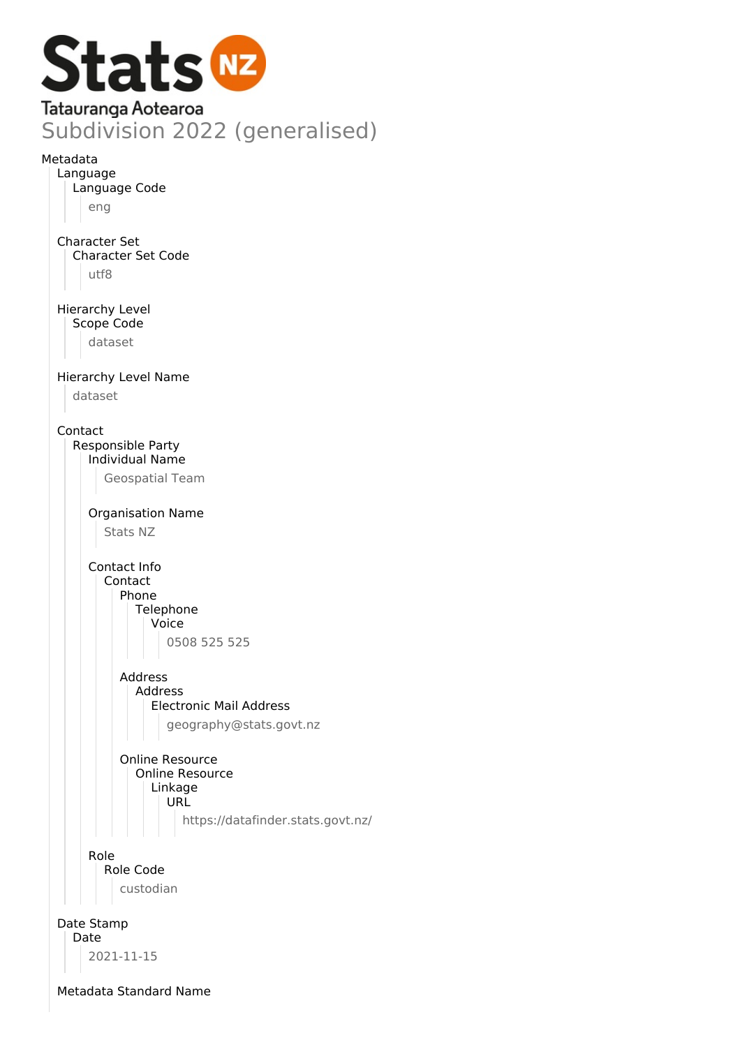# Stats NZ
Tatauranga Aotearoa

## Subdivision 2022 (generalised)

- Metadata
  - Language
    - Language Code
      - eng
  - Character Set
    - Character Set Code
      - utf8
  - Hierarchy Level
    - Scope Code
      - dataset
  - Hierarchy Level Name
    - dataset
  - Contact
    - Responsible Party
      - Individual Name
        - Geospatial Team
      - Organisation Name
        - Stats NZ
      - Contact Info
        - Contact
          - Phone
            - Telephone
              - Voice
                - 0508 525 525
          - Address
            - Address
              - Electronic Mail Address
                - geography@stats.govt.nz
          - Online Resource
            - Online Resource
              - Linkage
                - URL
                  - https://datafinder.stats.govt.nz/
      - Role
        - Role Code
          - custodian
  - Date Stamp
    - Date
      - 2021-11-15
  - Metadata Standard Name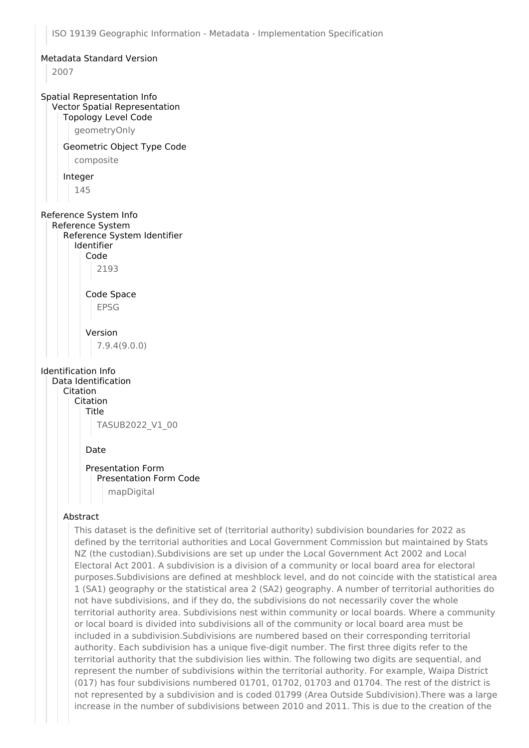ISO 19139 Geographic Information - Metadata - Implementation Specification

## Metadata Standard Version

2007

## Spatial Representation Info

### Vector Spatial Representation

#### Topology Level Code

geometryOnly

#### Geometric Object Type Code

composite

#### Integer

145

## Reference System Info

### Reference System

#### Reference System Identifier

##### Identifier

###### Code

2193

###### Code Space

EPSG

###### Version

7.9.4(9.0.0)

## Identification Info

### Data Identification

#### Citation

##### Citation

###### Title

TASUB2022_V1_00

###### Date

###### Presentation Form

Presentation Form Code

mapDigital

#### Abstract

This dataset is the definitive set of (territorial authority) subdivision boundaries for 2022 as defined by the territorial authorities and Local Government Commission but maintained by Stats NZ (the custodian).Subdivisions are set up under the Local Government Act 2002 and Local Electoral Act 2001. A subdivision is a division of a community or local board area for electoral purposes.Subdivisions are defined at meshblock level, and do not coincide with the statistical area 1 (SA1) geography or the statistical area 2 (SA2) geography. A number of territorial authorities do not have subdivisions, and if they do, the subdivisions do not necessarily cover the whole territorial authority area. Subdivisions nest within community or local boards. Where a community or local board is divided into subdivisions all of the community or local board area must be included in a subdivision.Subdivisions are numbered based on their corresponding territorial authority. Each subdivision has a unique five-digit number. The first three digits refer to the territorial authority that the subdivision lies within. The following two digits are sequential, and represent the number of subdivisions within the territorial authority. For example, Waipa District (017) has four subdivisions numbered 01701, 01702, 01703 and 01704. The rest of the district is not represented by a subdivision and is coded 01799 (Area Outside Subdivision).There was a large increase in the number of subdivisions between 2010 and 2011. This is due to the creation of the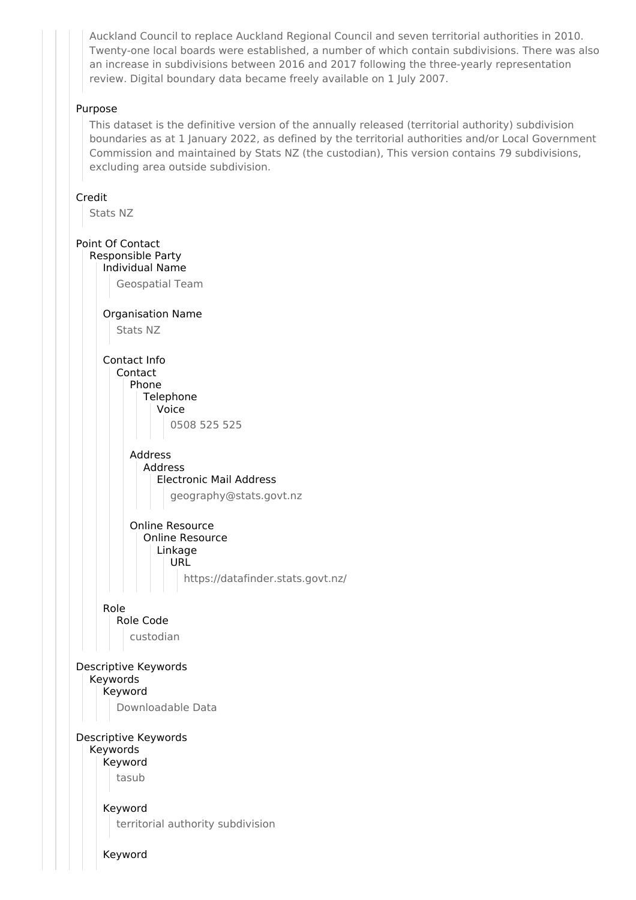Auckland Council to replace Auckland Regional Council and seven territorial authorities in 2010. Twenty-one local boards were established, a number of which contain subdivisions. There was also an increase in subdivisions between 2016 and 2017 following the three-yearly representation review. Digital boundary data became freely available on 1 July 2007.

Purpose

This dataset is the definitive version of the annually released (territorial authority) subdivision boundaries as at 1 January 2022, as defined by the territorial authorities and/or Local Government Commission and maintained by Stats NZ (the custodian), This version contains 79 subdivisions, excluding area outside subdivision.

Credit

Stats NZ

Point Of Contact

Responsible Party

Individual Name

Geospatial Team

Organisation Name

Stats NZ

Contact Info

Contact

Phone

Telephone

Voice

0508 525 525

Address

Address

Electronic Mail Address

geography@stats.govt.nz

Online Resource

Online Resource

Linkage

URL

https://datafinder.stats.govt.nz/

Role

Role Code

custodian

Descriptive Keywords

Keywords

Keyword

Downloadable Data

Descriptive Keywords

Keywords

Keyword

tasub

Keyword

territorial authority subdivision

Keyword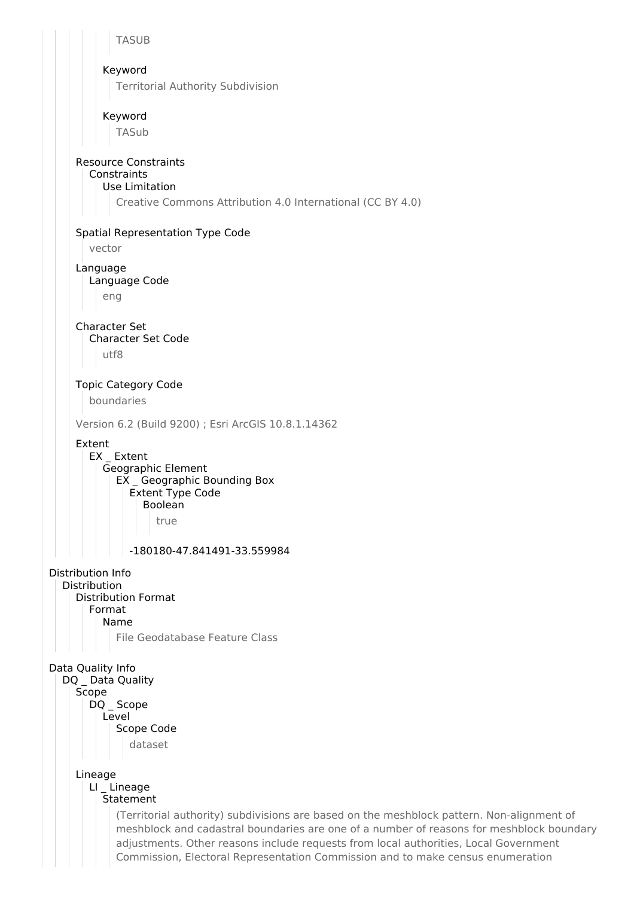TASUB

Keyword

Territorial Authority Subdivision

Keyword

TASub

Resource Constraints

Constraints

Use Limitation

Creative Commons Attribution 4.0 International (CC BY 4.0)

Spatial Representation Type Code

vector

Language

Language Code

eng

Character Set

Character Set Code

utf8

Topic Category Code

boundaries

Version 6.2 (Build 9200) ; Esri ArcGIS 10.8.1.14362

Extent

EX _ Extent

Geographic Element

EX _ Geographic Bounding Box

Extent Type Code

Boolean

true

-180180-47.841491-33.559984

Distribution Info

Distribution

Distribution Format

Format

Name

File Geodatabase Feature Class

Data Quality Info

DQ _ Data Quality

Scope

DQ _ Scope

Level

Scope Code

dataset

Lineage

LI _ Lineage

Statement

(Territorial authority) subdivisions are based on the meshblock pattern. Non-alignment of meshblock and cadastral boundaries are one of a number of reasons for meshblock boundary adjustments. Other reasons include requests from local authorities, Local Government Commission, Electoral Representation Commission and to make census enumeration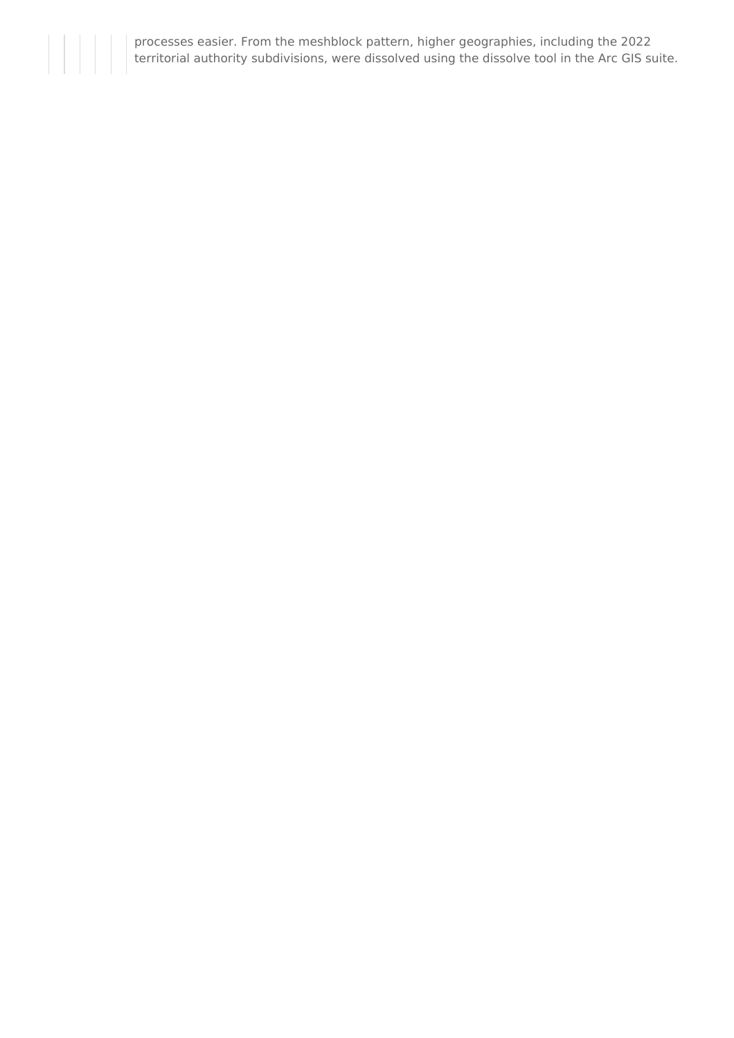processes easier. From the meshblock pattern, higher geographies, including the 2022 territorial authority subdivisions, were dissolved using the dissolve tool in the Arc GIS suite.